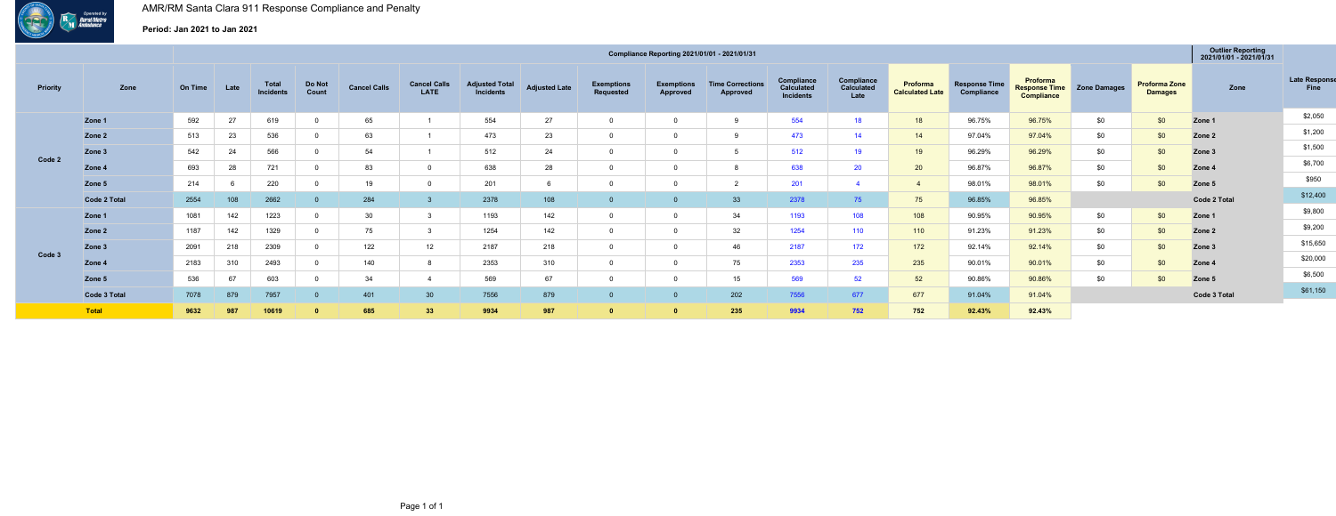# AMR/RM Santa Clara 911 Response Compliance and Penalty

**Period: Jan 2021 to Jan 2021**

| | | Compliance Reporting 2021/01/01 - 2021/01/31 | | | | | | | | | | | | | | | | | | | Outlier Reporting 2021/01/01 - 2021/01/31 | |
|---|---|---|---|---|---|---|---|---|---|---|---|---|---|---|---|---|---|---|---|---|---|---|
| **Priority** | **Zone** | **On Time** | **Late** | **Total Incidents** | **Do Not Count** | **Cancel Calls** | **Cancel Calls LATE** | **Adjusted Total Incidents** | **Adjusted Late** | **Exemptions Requested** | **Exemptions Approved** | **Time Corrections Approved** | **Compliance Calculated Incidents** | **Compliance Calculated Late** | **Proforma Calculated Late** | **Response Time Compliance** | **Proforma Response Time Compliance** | **Zone Damages** | **Proforma Zone Damages** | **Zone** | **Late Response Fine** |
| Code 2 | Zone 1 | 592 | 27 | 619 | 0 | 65 | 1 | 554 | 27 | 0 | 0 | 9 | 554 | 18 | 18 | 96.75% | 96.75% | $0 | $0 | Zone 1 | $2,050 |
| | Zone 2 | 513 | 23 | 536 | 0 | 63 | 1 | 473 | 23 | 0 | 0 | 9 | 473 | 14 | 14 | 97.04% | 97.04% | $0 | $0 | Zone 2 | $1,200 |
| | Zone 3 | 542 | 24 | 566 | 0 | 54 | 1 | 512 | 24 | 0 | 0 | 5 | 512 | 19 | 19 | 96.29% | 96.29% | $0 | $0 | Zone 3 | $1,500 |
| | Zone 4 | 693 | 28 | 721 | 0 | 83 | 0 | 638 | 28 | 0 | 0 | 8 | 638 | 20 | 20 | 96.87% | 96.87% | $0 | $0 | Zone 4 | $6,700 |
| | Zone 5 | 214 | 6 | 220 | 0 | 19 | 0 | 201 | 6 | 0 | 0 | 2 | 201 | 4 | 4 | 98.01% | 98.01% | $0 | $0 | Zone 5 | $950 |
| | **Code 2 Total** | 2554 | 108 | 2662 | 0 | 284 | 3 | 2378 | 108 | 0 | 0 | 33 | 2378 | 75 | 75 | 96.85% | 96.85% | | | **Code 2 Total** | $12,400 |
| Code 3 | Zone 1 | 1081 | 142 | 1223 | 0 | 30 | 3 | 1193 | 142 | 0 | 0 | 34 | 1193 | 108 | 108 | 90.95% | 90.95% | $0 | $0 | Zone 1 | $9,800 |
| | Zone 2 | 1187 | 142 | 1329 | 0 | 75 | 3 | 1254 | 142 | 0 | 0 | 32 | 1254 | 110 | 110 | 91.23% | 91.23% | $0 | $0 | Zone 2 | $9,200 |
| | Zone 3 | 2091 | 218 | 2309 | 0 | 122 | 12 | 2187 | 218 | 0 | 0 | 46 | 2187 | 172 | 172 | 92.14% | 92.14% | $0 | $0 | Zone 3 | $15,650 |
| | Zone 4 | 2183 | 310 | 2493 | 0 | 140 | 8 | 2353 | 310 | 0 | 0 | 75 | 2353 | 235 | 235 | 90.01% | 90.01% | $0 | $0 | Zone 4 | $20,000 |
| | Zone 5 | 536 | 67 | 603 | 0 | 34 | 4 | 569 | 67 | 0 | 0 | 15 | 569 | 52 | 52 | 90.86% | 90.86% | $0 | $0 | Zone 5 | $6,500 |
| | **Code 3 Total** | 7078 | 879 | 7957 | 0 | 401 | 30 | 7556 | 879 | 0 | 0 | 202 | 7556 | 677 | 677 | 91.04% | 91.04% | | | **Code 3 Total** | $61,150 |
| | **Total** | **9632** | **987** | **10619** | **0** | **685** | **33** | **9934** | **987** | **0** | **0** | **235** | **9934** | **752** | **752** | **92.43%** | **92.43%** | | | | |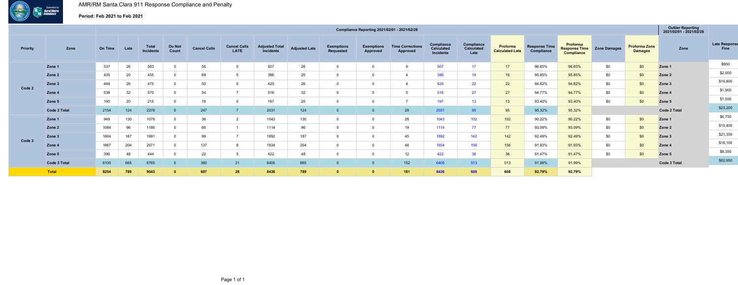# AMR/RM Santa Clara 911 Response Compliance and Penalty

**Period: Feb 2021 to Feb 2021**

| | | Compliance Reporting 2021/02/01 - 2021/02/28 | | | | | | | | | | | | | | | | | | | Outlier Reporting 2021/02/01 - 2021/02/28 | |
|---|---|---|---|---|---|---|---|---|---|---|---|---|---|---|---|---|---|---|---|---|---|---|
| **Priority** | **Zone** | **On Time** | **Late** | **Total Incidents** | **Do Not Count** | **Cancel Calls** | **Cancel Calls LATE** | **Adjusted Total Incidents** | **Adjusted Late** | **Exemptions Requested** | **Exemptions Approved** | **Time Corrections Approved** | **Compliance Calculated Incidents** | **Compliance Calculated Late** | **Proforma Calculated Late** | **Response Time Compliance** | **Proforma Response Time Compliance** | **Zone Damages** | **Proforma Zone Damages** | **Zone** | **Late Response Fine** |
| Code 2 | Zone 1 | 537 | 26 | 563 | 0 | 56 | 0 | 507 | 26 | 0 | 0 | 9 | 507 | 17 | 17 | 96.65% | 96.65% | $0 | $0 | Zone 1 | $950 |
| | Zone 2 | 435 | 20 | 455 | 0 | 69 | 0 | 386 | 20 | 0 | 0 | 4 | 386 | 16 | 16 | 95.85% | 95.85% | $0 | $0 | Zone 2 | $2,000 |
| | Zone 3 | 449 | 26 | 475 | 0 | 50 | 0 | 425 | 26 | 0 | 0 | 4 | 425 | 22 | 22 | 94.82% | 94.82% | $0 | $0 | Zone 3 | $16,800 |
| | Zone 4 | 538 | 32 | 570 | 0 | 54 | 7 | 516 | 32 | 0 | 0 | 5 | 516 | 27 | 27 | 94.77% | 94.77% | $0 | $0 | Zone 4 | $1,900 |
| | Zone 5 | 195 | 20 | 215 | 0 | 18 | 0 | 197 | 20 | 0 | 0 | 7 | 197 | 13 | 13 | 93.40% | 93.40% | $0 | $0 | Zone 5 | $1,550 |
| | Code 2 Total | 2154 | 124 | 2278 | 0 | 247 | 7 | 2031 | 124 | 0 | 0 | 29 | 2031 | 95 | 95 | 95.32% | 95.32% | | | Code 2 Total | $23,200 |
| Code 3 | Zone 1 | 949 | 130 | 1079 | 0 | 36 | 2 | 1043 | 130 | 0 | 0 | 28 | 1043 | 102 | 102 | 90.22% | 90.22% | $0 | $0 | Zone 1 | $6,750 |
| | Zone 2 | 1084 | 96 | 1180 | 0 | 66 | 1 | 1114 | 96 | 0 | 0 | 19 | 1114 | 77 | 77 | 93.09% | 93.09% | $0 | $0 | Zone 2 | $10,400 |
| | Zone 3 | 1804 | 187 | 1991 | 0 | 99 | 7 | 1892 | 187 | 0 | 0 | 45 | 1892 | 142 | 142 | 92.49% | 92.49% | $0 | $0 | Zone 3 | $21,350 |
| | Zone 4 | 1867 | 204 | 2071 | 0 | 137 | 6 | 1934 | 204 | 0 | 0 | 48 | 1934 | 156 | 156 | 91.93% | 91.93% | $0 | $0 | Zone 4 | $16,100 |
| | Zone 5 | 396 | 48 | 444 | 0 | 22 | 5 | 422 | 48 | 0 | 0 | 12 | 422 | 36 | 36 | 91.47% | 91.47% | $0 | $0 | Zone 5 | $8,350 |
| | Code 3 Total | 6100 | 665 | 6765 | 0 | 360 | 21 | 6405 | 665 | 0 | 0 | 152 | 6405 | 513 | 513 | 91.99% | 91.99% | | | Code 3 Total | $62,950 |
| **Total** | | **8254** | **789** | **9043** | **0** | **607** | **28** | **8436** | **789** | **0** | **0** | **181** | **8436** | **608** | **608** | **92.79%** | **92.79%** | | | | |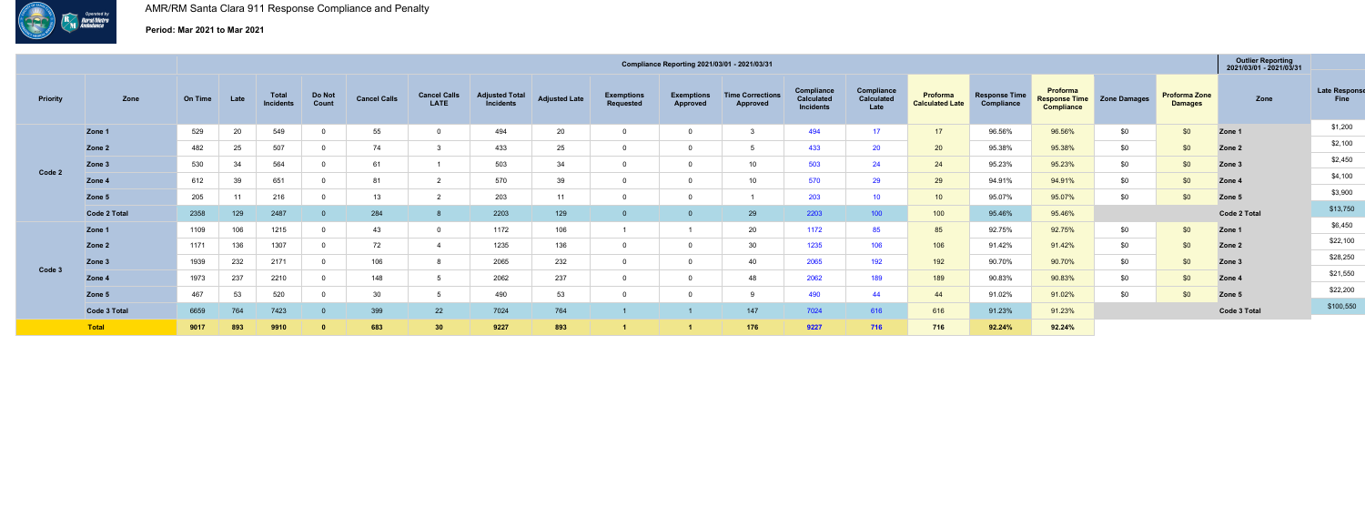# AMR/RM Santa Clara 911 Response Compliance and Penalty

**Period: Mar 2021 to Mar 2021**

| | | Compliance Reporting 2021/03/01 - 2021/03/31 | | | | | | | | | | | | | | | | | | | Outlier Reporting 2021/03/01 - 2021/03/31 | |
|---|---|---|---|---|---|---|---|---|---|---|---|---|---|---|---|---|---|---|---|---|---|---|
| **Priority** | **Zone** | **On Time** | **Late** | **Total Incidents** | **Do Not Count** | **Cancel Calls** | **Cancel Calls LATE** | **Adjusted Total Incidents** | **Adjusted Late** | **Exemptions Requested** | **Exemptions Approved** | **Time Corrections Approved** | **Compliance Calculated Incidents** | **Compliance Calculated Late** | **Proforma Calculated Late** | **Response Time Compliance** | **Proforma Response Time Compliance** | **Zone Damages** | **Proforma Zone Damages** | **Zone** | **Late Response Fine** |
| Code 2 | Zone 1 | 529 | 20 | 549 | 0 | 55 | 0 | 494 | 20 | 0 | 0 | 3 | 494 | 17 | 17 | 96.56% | 96.56% | $0 | $0 | Zone 1 | $1,200 |
| | Zone 2 | 482 | 25 | 507 | 0 | 74 | 3 | 433 | 25 | 0 | 0 | 5 | 433 | 20 | 20 | 95.38% | 95.38% | $0 | $0 | Zone 2 | $2,100 |
| | Zone 3 | 530 | 34 | 564 | 0 | 61 | 1 | 503 | 34 | 0 | 0 | 10 | 503 | 24 | 24 | 95.23% | 95.23% | $0 | $0 | Zone 3 | $2,450 |
| | Zone 4 | 612 | 39 | 651 | 0 | 81 | 2 | 570 | 39 | 0 | 0 | 10 | 570 | 29 | 29 | 94.91% | 94.91% | $0 | $0 | Zone 4 | $4,100 |
| | Zone 5 | 205 | 11 | 216 | 0 | 13 | 2 | 203 | 11 | 0 | 0 | 1 | 203 | 10 | 10 | 95.07% | 95.07% | $0 | $0 | Zone 5 | $3,900 |
| | **Code 2 Total** | 2358 | 129 | 2487 | 0 | 284 | 8 | 2203 | 129 | 0 | 0 | 29 | 2203 | 100 | 100 | 95.46% | 95.46% | | | **Code 2 Total** | $13,750 |
| Code 3 | Zone 1 | 1109 | 106 | 1215 | 0 | 43 | 0 | 1172 | 106 | 1 | 1 | 20 | 1172 | 85 | 85 | 92.75% | 92.75% | $0 | $0 | Zone 1 | $6,450 |
| | Zone 2 | 1171 | 136 | 1307 | 0 | 72 | 4 | 1235 | 136 | 0 | 0 | 30 | 1235 | 106 | 106 | 91.42% | 91.42% | $0 | $0 | Zone 2 | $22,100 |
| | Zone 3 | 1939 | 232 | 2171 | 0 | 106 | 8 | 2065 | 232 | 0 | 0 | 40 | 2065 | 192 | 192 | 90.70% | 90.70% | $0 | $0 | Zone 3 | $28,250 |
| | Zone 4 | 1973 | 237 | 2210 | 0 | 148 | 5 | 2062 | 237 | 0 | 0 | 48 | 2062 | 189 | 189 | 90.83% | 90.83% | $0 | $0 | Zone 4 | $21,550 |
| | Zone 5 | 467 | 53 | 520 | 0 | 30 | 5 | 490 | 53 | 0 | 0 | 9 | 490 | 44 | 44 | 91.02% | 91.02% | $0 | $0 | Zone 5 | $22,200 |
| | **Code 3 Total** | 6659 | 764 | 7423 | 0 | 399 | 22 | 7024 | 764 | 1 | 1 | 147 | 7024 | 616 | 616 | 91.23% | 91.23% | | | **Code 3 Total** | $100,550 |
| **Total** | | **9017** | **893** | **9910** | **0** | **683** | **30** | **9227** | **893** | **1** | **1** | **176** | **9227** | **716** | **716** | **92.24%** | **92.24%** | | | | |